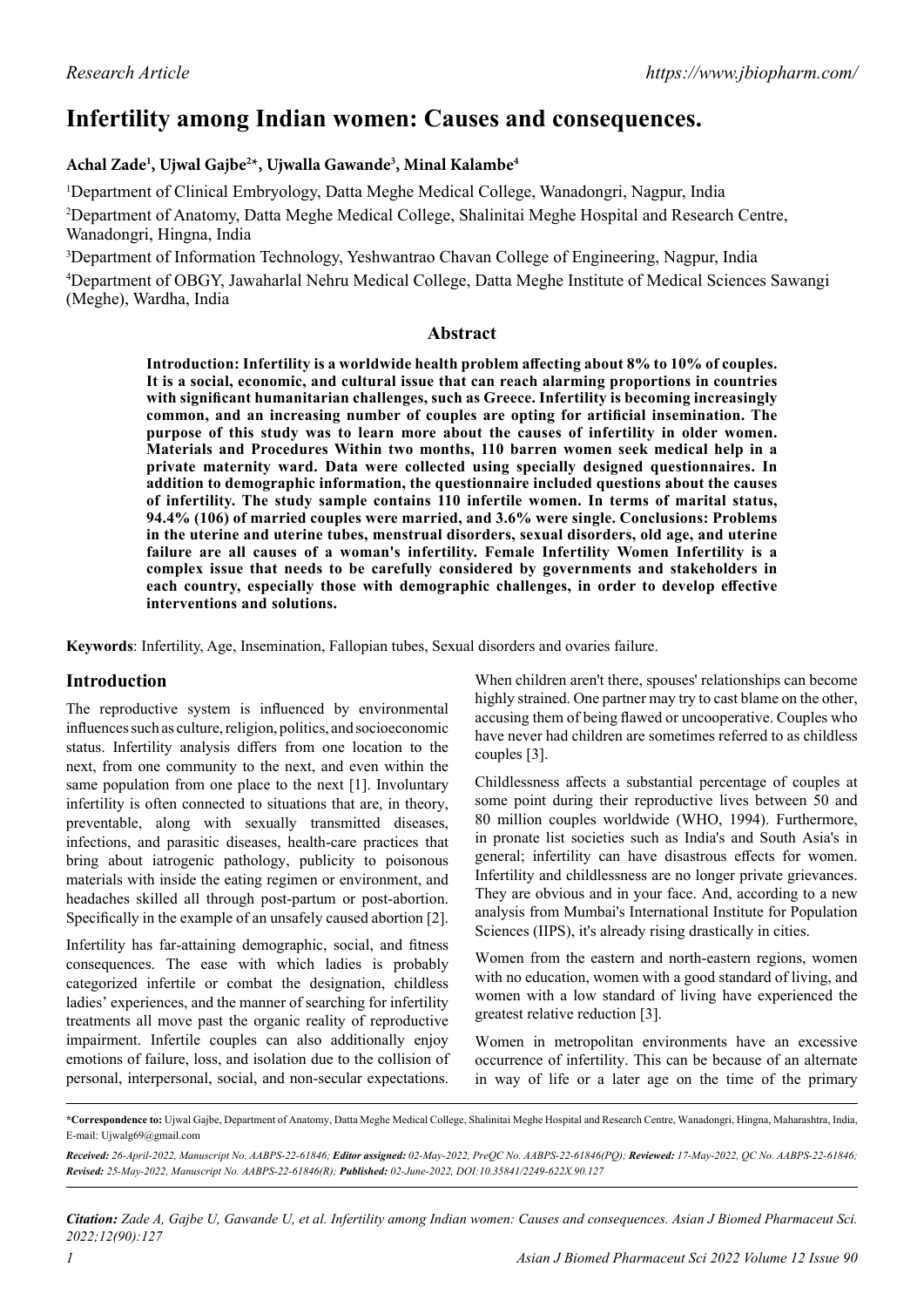# Infertility among Indian women: Causes and consequences.

**Achal Zade[1], Ujwal Gajbe[2]*, Ujwalla Gawande[3], Minal Kalambe[4]**

[1]Department of Clinical Embryology, Datta Meghe Medical College, Wanadongri, Nagpur, India

[2]Department of Anatomy, Datta Meghe Medical College, Shalinitai Meghe Hospital and Research Centre, Wanadongri, Hingna, India

[3]Department of Information Technology, Yeshwantrao Chavan College of Engineering, Nagpur, India

[4]Department of OBGY, Jawaharlal Nehru Medical College, Datta Meghe Institute of Medical Sciences Sawangi (Meghe), Wardha, India

## Abstract

**Introduction: Infertility is a worldwide health problem affecting about 8% to 10% of couples. It is a social, economic, and cultural issue that can reach alarming proportions in countries with significant humanitarian challenges, such as Greece. Infertility is becoming increasingly common, and an increasing number of couples are opting for artificial insemination. The purpose of this study was to learn more about the causes of infertility in older women. Materials and Procedures Within two months, 110 barren women seek medical help in a private maternity ward. Data were collected using specially designed questionnaires. In addition to demographic information, the questionnaire included questions about the causes of infertility. The study sample contains 110 infertile women. In terms of marital status, 94.4% (106) of married couples were married, and 3.6% were single. Conclusions: Problems in the uterine and uterine tubes, menstrual disorders, sexual disorders, old age, and uterine failure are all causes of a woman's infertility. Female Infertility Women Infertility is a complex issue that needs to be carefully considered by governments and stakeholders in each country, especially those with demographic challenges, in order to develop effective interventions and solutions.**

**Keywords**: Infertility, Age, Insemination, Fallopian tubes, Sexual disorders and ovaries failure.

## Introduction

The reproductive system is influenced by environmental influences such as culture, religion, politics, and socioeconomic status. Infertility analysis differs from one location to the next, from one community to the next, and even within the same population from one place to the next [1]. Involuntary infertility is often connected to situations that are, in theory, preventable, along with sexually transmitted diseases, infections, and parasitic diseases, health-care practices that bring about iatrogenic pathology, publicity to poisonous materials with inside the eating regimen or environment, and headaches skilled all through post-partum or post-abortion. Specifically in the example of an unsafely caused abortion [2].

Infertility has far-attaining demographic, social, and fitness consequences. The ease with which ladies is probably categorized infertile or combat the designation, childless ladies' experiences, and the manner of searching for infertility treatments all move past the organic reality of reproductive impairment. Infertile couples can also additionally enjoy emotions of failure, loss, and isolation due to the collision of personal, interpersonal, social, and non-secular expectations. When children aren't there, spouses' relationships can become highly strained. One partner may try to cast blame on the other, accusing them of being flawed or uncooperative. Couples who have never had children are sometimes referred to as childless couples [3].

Childlessness affects a substantial percentage of couples at some point during their reproductive lives between 50 and 80 million couples worldwide (WHO, 1994). Furthermore, in pronate list societies such as India's and South Asia's in general; infertility can have disastrous effects for women. Infertility and childlessness are no longer private grievances. They are obvious and in your face. And, according to a new analysis from Mumbai's International Institute for Population Sciences (IIPS), it's already rising drastically in cities.

Women from the eastern and north-eastern regions, women with no education, women with a good standard of living, and women with a low standard of living have experienced the greatest relative reduction [3].

Women in metropolitan environments have an excessive occurrence of infertility. This can be because of an alternate in way of life or a later age on the time of the primary

**\*Correspondence to:** Ujwal Gajbe, Department of Anatomy, Datta Meghe Medical College, Shalinitai Meghe Hospital and Research Centre, Wanadongri, Hingna, Maharashtra, India, E-mail: Ujwalg69@gmail.com

***Received:** 26-April-2022, Manuscript No. AABPS-22-61846; **Editor assigned:** 02-May-2022, PreQC No. AABPS-22-61846(PQ); **Reviewed:** 17-May-2022, QC No. AABPS-22-61846; **Revised:** 25-May-2022, Manuscript No. AABPS-22-61846(R); **Published:** 02-June-2022, DOI:10.35841/2249-622X.90.127*

***Citation:** Zade A, Gajbe U, Gawande U, et al. Infertility among Indian women: Causes and consequences. Asian J Biomed Pharmaceut Sci. 2022;12(90):127*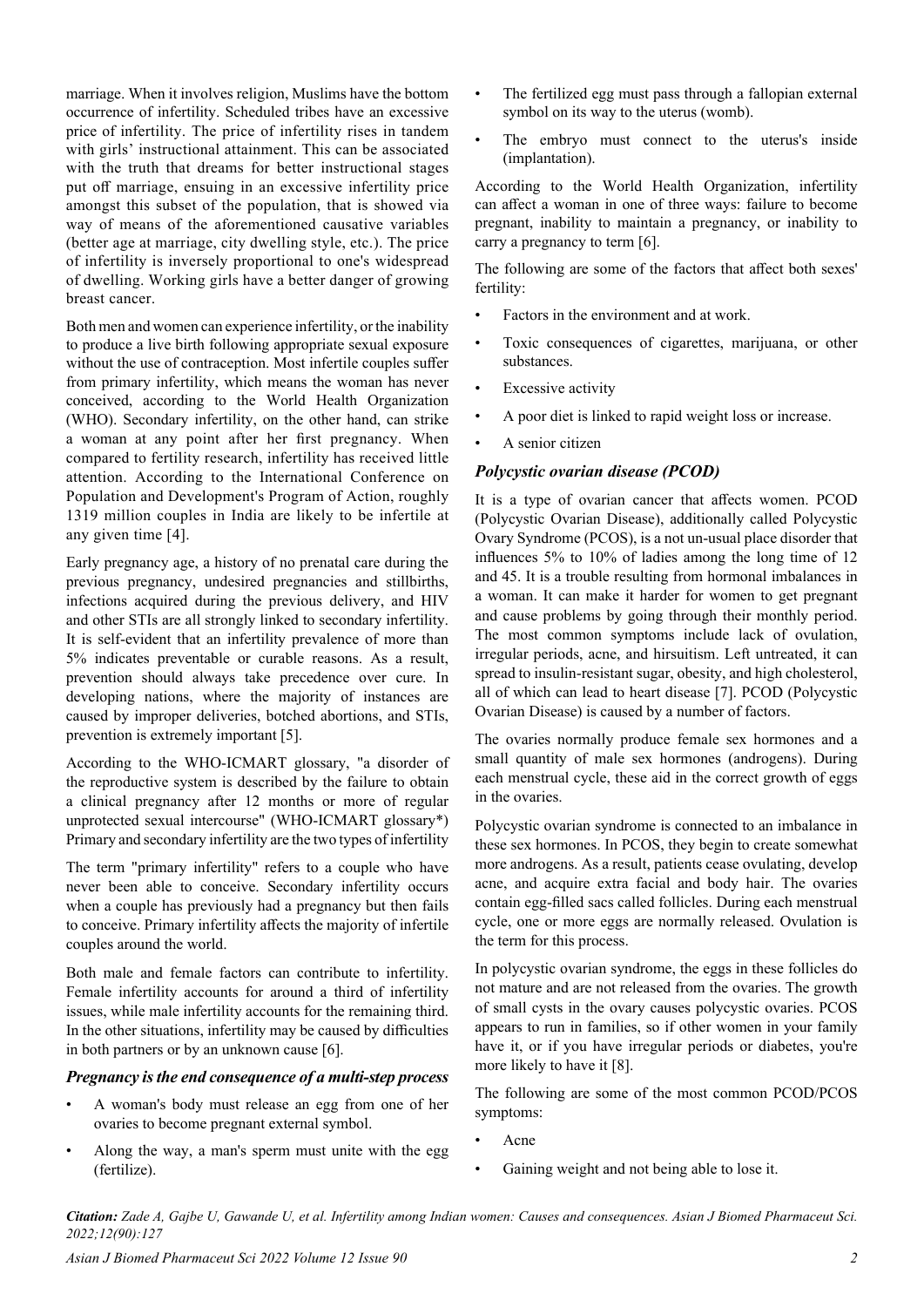marriage. When it involves religion, Muslims have the bottom occurrence of infertility. Scheduled tribes have an excessive price of infertility. The price of infertility rises in tandem with girls' instructional attainment. This can be associated with the truth that dreams for better instructional stages put off marriage, ensuing in an excessive infertility price amongst this subset of the population, that is showed via way of means of the aforementioned causative variables (better age at marriage, city dwelling style, etc.). The price of infertility is inversely proportional to one's widespread of dwelling. Working girls have a better danger of growing breast cancer.

Both men and women can experience infertility, or the inability to produce a live birth following appropriate sexual exposure without the use of contraception. Most infertile couples suffer from primary infertility, which means the woman has never conceived, according to the World Health Organization (WHO). Secondary infertility, on the other hand, can strike a woman at any point after her first pregnancy. When compared to fertility research, infertility has received little attention. According to the International Conference on Population and Development's Program of Action, roughly 1319 million couples in India are likely to be infertile at any given time [4].

Early pregnancy age, a history of no prenatal care during the previous pregnancy, undesired pregnancies and stillbirths, infections acquired during the previous delivery, and HIV and other STIs are all strongly linked to secondary infertility. It is self-evident that an infertility prevalence of more than 5% indicates preventable or curable reasons. As a result, prevention should always take precedence over cure. In developing nations, where the majority of instances are caused by improper deliveries, botched abortions, and STIs, prevention is extremely important [5].

According to the WHO-ICMART glossary, "a disorder of the reproductive system is described by the failure to obtain a clinical pregnancy after 12 months or more of regular unprotected sexual intercourse" (WHO-ICMART glossary*) Primary and secondary infertility are the two types of infertility

The term "primary infertility" refers to a couple who have never been able to conceive. Secondary infertility occurs when a couple has previously had a pregnancy but then fails to conceive. Primary infertility affects the majority of infertile couples around the world.

Both male and female factors can contribute to infertility. Female infertility accounts for around a third of infertility issues, while male infertility accounts for the remaining third. In the other situations, infertility may be caused by difficulties in both partners or by an unknown cause [6].

### *Pregnancy is the end consequence of a multi-step process*

- A woman's body must release an egg from one of her ovaries to become pregnant external symbol.
- Along the way, a man's sperm must unite with the egg (fertilize).
- The fertilized egg must pass through a fallopian external symbol on its way to the uterus (womb).
- The embryo must connect to the uterus's inside (implantation).

According to the World Health Organization, infertility can affect a woman in one of three ways: failure to become pregnant, inability to maintain a pregnancy, or inability to carry a pregnancy to term [6].

The following are some of the factors that affect both sexes' fertility:

- Factors in the environment and at work.
- Toxic consequences of cigarettes, marijuana, or other substances.
- Excessive activity
- A poor diet is linked to rapid weight loss or increase.
- A senior citizen

### *Polycystic ovarian disease (PCOD)*

It is a type of ovarian cancer that affects women. PCOD (Polycystic Ovarian Disease), additionally called Polycystic Ovary Syndrome (PCOS), is a not un-usual place disorder that influences 5% to 10% of ladies among the long time of 12 and 45. It is a trouble resulting from hormonal imbalances in a woman. It can make it harder for women to get pregnant and cause problems by going through their monthly period. The most common symptoms include lack of ovulation, irregular periods, acne, and hirsuitism. Left untreated, it can spread to insulin-resistant sugar, obesity, and high cholesterol, all of which can lead to heart disease [7]. PCOD (Polycystic Ovarian Disease) is caused by a number of factors.

The ovaries normally produce female sex hormones and a small quantity of male sex hormones (androgens). During each menstrual cycle, these aid in the correct growth of eggs in the ovaries.

Polycystic ovarian syndrome is connected to an imbalance in these sex hormones. In PCOS, they begin to create somewhat more androgens. As a result, patients cease ovulating, develop acne, and acquire extra facial and body hair. The ovaries contain egg-filled sacs called follicles. During each menstrual cycle, one or more eggs are normally released. Ovulation is the term for this process.

In polycystic ovarian syndrome, the eggs in these follicles do not mature and are not released from the ovaries. The growth of small cysts in the ovary causes polycystic ovaries. PCOS appears to run in families, so if other women in your family have it, or if you have irregular periods or diabetes, you're more likely to have it [8].

The following are some of the most common PCOD/PCOS symptoms:

- Acne
- Gaining weight and not being able to lose it.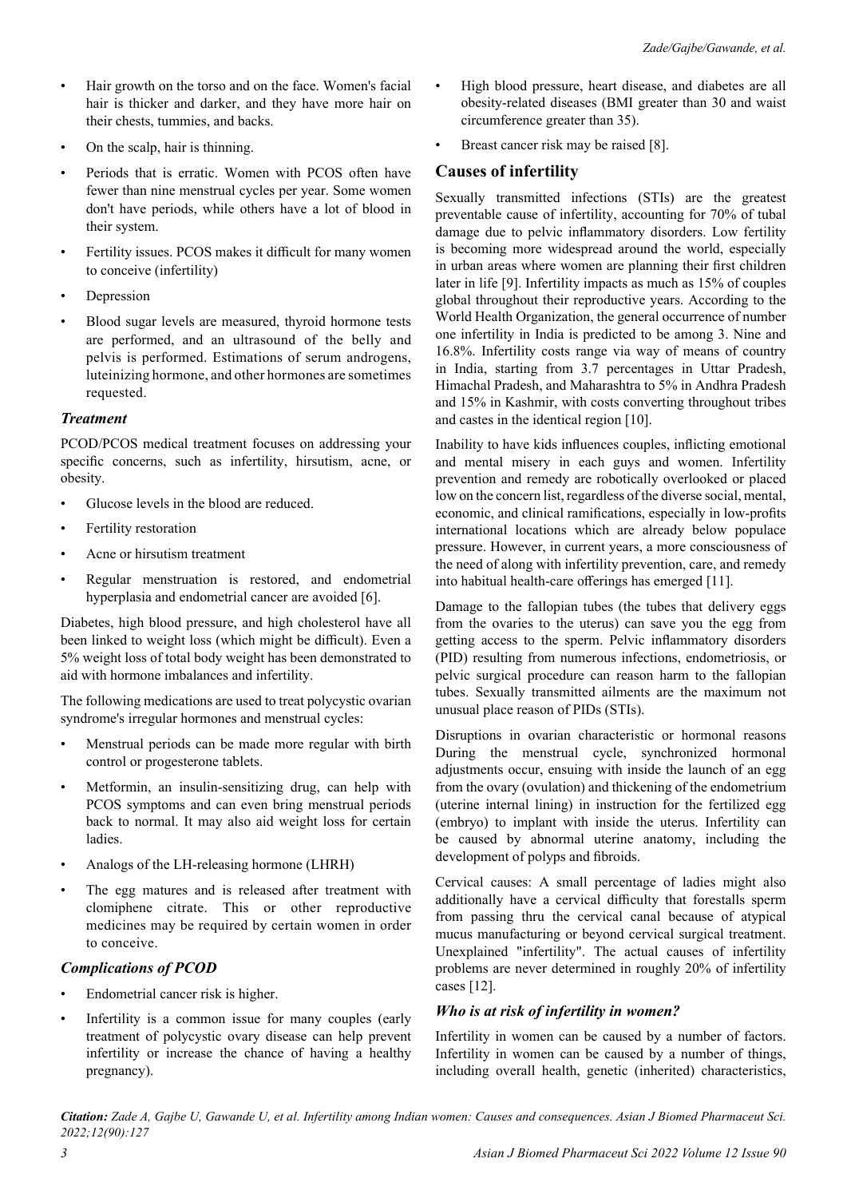- Hair growth on the torso and on the face. Women's facial hair is thicker and darker, and they have more hair on their chests, tummies, and backs.
- On the scalp, hair is thinning.
- Periods that is erratic. Women with PCOS often have fewer than nine menstrual cycles per year. Some women don't have periods, while others have a lot of blood in their system.
- Fertility issues. PCOS makes it difficult for many women to conceive (infertility)
- Depression
- Blood sugar levels are measured, thyroid hormone tests are performed, and an ultrasound of the belly and pelvis is performed. Estimations of serum androgens, luteinizing hormone, and other hormones are sometimes requested.

### *Treatment*

PCOD/PCOS medical treatment focuses on addressing your specific concerns, such as infertility, hirsutism, acne, or obesity.

- Glucose levels in the blood are reduced.
- Fertility restoration
- Acne or hirsutism treatment
- Regular menstruation is restored, and endometrial hyperplasia and endometrial cancer are avoided [6].

Diabetes, high blood pressure, and high cholesterol have all been linked to weight loss (which might be difficult). Even a 5% weight loss of total body weight has been demonstrated to aid with hormone imbalances and infertility.

The following medications are used to treat polycystic ovarian syndrome's irregular hormones and menstrual cycles:

- Menstrual periods can be made more regular with birth control or progesterone tablets.
- Metformin, an insulin-sensitizing drug, can help with PCOS symptoms and can even bring menstrual periods back to normal. It may also aid weight loss for certain ladies.
- Analogs of the LH-releasing hormone (LHRH)
- The egg matures and is released after treatment with clomiphene citrate. This or other reproductive medicines may be required by certain women in order to conceive.

### *Complications of PCOD*

- Endometrial cancer risk is higher.
- Infertility is a common issue for many couples (early treatment of polycystic ovary disease can help prevent infertility or increase the chance of having a healthy pregnancy).
- High blood pressure, heart disease, and diabetes are all obesity-related diseases (BMI greater than 30 and waist circumference greater than 35).
- Breast cancer risk may be raised [8].

## Causes of infertility

Sexually transmitted infections (STIs) are the greatest preventable cause of infertility, accounting for 70% of tubal damage due to pelvic inflammatory disorders. Low fertility is becoming more widespread around the world, especially in urban areas where women are planning their first children later in life [9]. Infertility impacts as much as 15% of couples global throughout their reproductive years. According to the World Health Organization, the general occurrence of number one infertility in India is predicted to be among 3. Nine and 16.8%. Infertility costs range via way of means of country in India, starting from 3.7 percentages in Uttar Pradesh, Himachal Pradesh, and Maharashtra to 5% in Andhra Pradesh and 15% in Kashmir, with costs converting throughout tribes and castes in the identical region [10].

Inability to have kids influences couples, inflicting emotional and mental misery in each guys and women. Infertility prevention and remedy are robotically overlooked or placed low on the concern list, regardless of the diverse social, mental, economic, and clinical ramifications, especially in low-profits international locations which are already below populace pressure. However, in current years, a more consciousness of the need of along with infertility prevention, care, and remedy into habitual health-care offerings has emerged [11].

Damage to the fallopian tubes (the tubes that delivery eggs from the ovaries to the uterus) can save you the egg from getting access to the sperm. Pelvic inflammatory disorders (PID) resulting from numerous infections, endometriosis, or pelvic surgical procedure can reason harm to the fallopian tubes. Sexually transmitted ailments are the maximum not unusual place reason of PIDs (STIs).

Disruptions in ovarian characteristic or hormonal reasons During the menstrual cycle, synchronized hormonal adjustments occur, ensuing with inside the launch of an egg from the ovary (ovulation) and thickening of the endometrium (uterine internal lining) in instruction for the fertilized egg (embryo) to implant with inside the uterus. Infertility can be caused by abnormal uterine anatomy, including the development of polyps and fibroids.

Cervical causes: A small percentage of ladies might also additionally have a cervical difficulty that forestalls sperm from passing thru the cervical canal because of atypical mucus manufacturing or beyond cervical surgical treatment. Unexplained "infertility". The actual causes of infertility problems are never determined in roughly 20% of infertility cases [12].

### *Who is at risk of infertility in women?*

Infertility in women can be caused by a number of factors. Infertility in women can be caused by a number of things, including overall health, genetic (inherited) characteristics,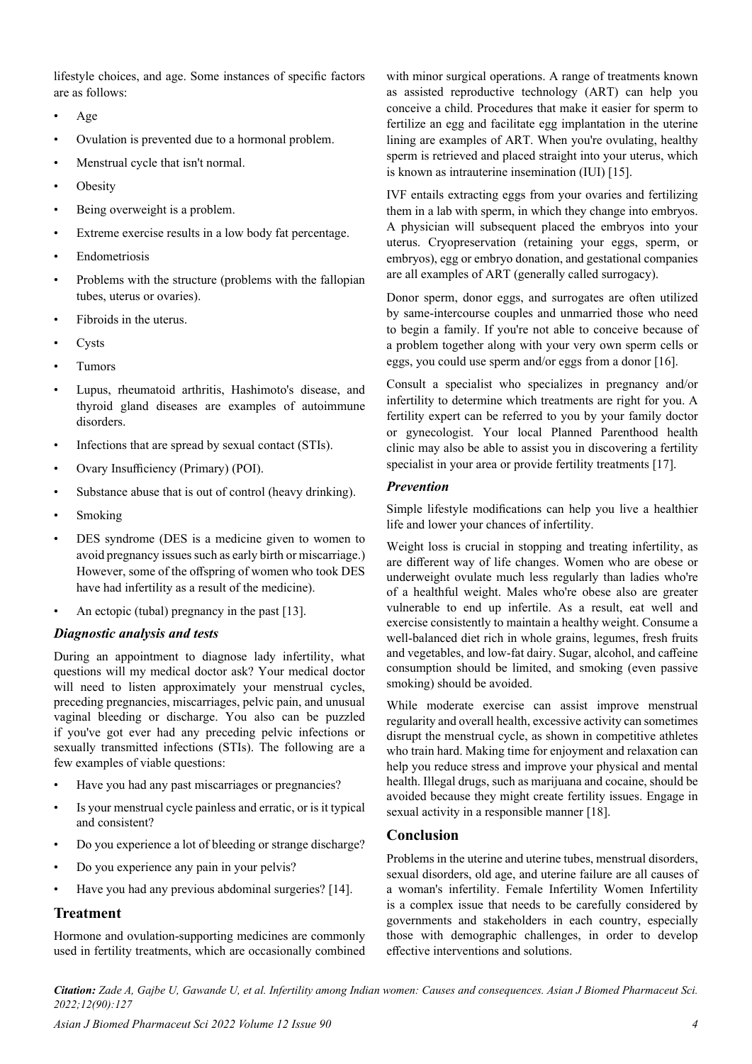lifestyle choices, and age. Some instances of specific factors are as follows:

- Age
- Ovulation is prevented due to a hormonal problem.
- Menstrual cycle that isn't normal.
- Obesity
- Being overweight is a problem.
- Extreme exercise results in a low body fat percentage.
- Endometriosis
- Problems with the structure (problems with the fallopian tubes, uterus or ovaries).
- Fibroids in the uterus.
- Cysts
- Tumors
- Lupus, rheumatoid arthritis, Hashimoto's disease, and thyroid gland diseases are examples of autoimmune disorders.
- Infections that are spread by sexual contact (STIs).
- Ovary Insufficiency (Primary) (POI).
- Substance abuse that is out of control (heavy drinking).
- Smoking
- DES syndrome (DES is a medicine given to women to avoid pregnancy issues such as early birth or miscarriage.) However, some of the offspring of women who took DES have had infertility as a result of the medicine).
- An ectopic (tubal) pregnancy in the past [13].

### *Diagnostic analysis and tests*

During an appointment to diagnose lady infertility, what questions will my medical doctor ask? Your medical doctor will need to listen approximately your menstrual cycles, preceding pregnancies, miscarriages, pelvic pain, and unusual vaginal bleeding or discharge. You also can be puzzled if you've got ever had any preceding pelvic infections or sexually transmitted infections (STIs). The following are a few examples of viable questions:

- Have you had any past miscarriages or pregnancies?
- Is your menstrual cycle painless and erratic, or is it typical and consistent?
- Do you experience a lot of bleeding or strange discharge?
- Do you experience any pain in your pelvis?
- Have you had any previous abdominal surgeries? [14].

## Treatment

Hormone and ovulation-supporting medicines are commonly used in fertility treatments, which are occasionally combined with minor surgical operations. A range of treatments known as assisted reproductive technology (ART) can help you conceive a child. Procedures that make it easier for sperm to fertilize an egg and facilitate egg implantation in the uterine lining are examples of ART. When you're ovulating, healthy sperm is retrieved and placed straight into your uterus, which is known as intrauterine insemination (IUI) [15].

IVF entails extracting eggs from your ovaries and fertilizing them in a lab with sperm, in which they change into embryos. A physician will subsequent placed the embryos into your uterus. Cryopreservation (retaining your eggs, sperm, or embryos), egg or embryo donation, and gestational companies are all examples of ART (generally called surrogacy).

Donor sperm, donor eggs, and surrogates are often utilized by same-intercourse couples and unmarried those who need to begin a family. If you're not able to conceive because of a problem together along with your very own sperm cells or eggs, you could use sperm and/or eggs from a donor [16].

Consult a specialist who specializes in pregnancy and/or infertility to determine which treatments are right for you. A fertility expert can be referred to you by your family doctor or gynecologist. Your local Planned Parenthood health clinic may also be able to assist you in discovering a fertility specialist in your area or provide fertility treatments [17].

### *Prevention*

Simple lifestyle modifications can help you live a healthier life and lower your chances of infertility.

Weight loss is crucial in stopping and treating infertility, as are different way of life changes. Women who are obese or underweight ovulate much less regularly than ladies who're of a healthful weight. Males who're obese also are greater vulnerable to end up infertile. As a result, eat well and exercise consistently to maintain a healthy weight. Consume a well-balanced diet rich in whole grains, legumes, fresh fruits and vegetables, and low-fat dairy. Sugar, alcohol, and caffeine consumption should be limited, and smoking (even passive smoking) should be avoided.

While moderate exercise can assist improve menstrual regularity and overall health, excessive activity can sometimes disrupt the menstrual cycle, as shown in competitive athletes who train hard. Making time for enjoyment and relaxation can help you reduce stress and improve your physical and mental health. Illegal drugs, such as marijuana and cocaine, should be avoided because they might create fertility issues. Engage in sexual activity in a responsible manner [18].

## Conclusion

Problems in the uterine and uterine tubes, menstrual disorders, sexual disorders, old age, and uterine failure are all causes of a woman's infertility. Female Infertility Women Infertility is a complex issue that needs to be carefully considered by governments and stakeholders in each country, especially those with demographic challenges, in order to develop effective interventions and solutions.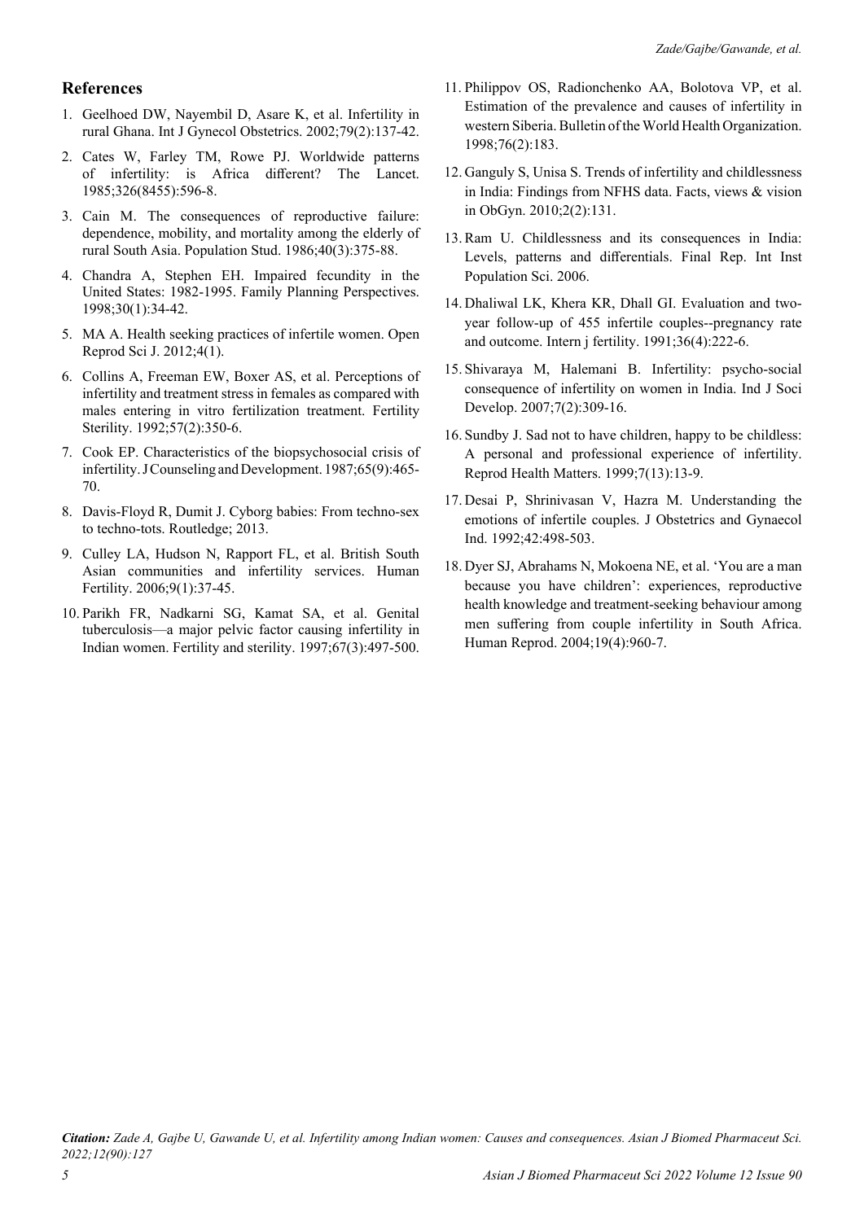## References

1. Geelhoed DW, Nayembil D, Asare K, et al. Infertility in rural Ghana. Int J Gynecol Obstetrics. 2002;79(2):137-42.
2. Cates W, Farley TM, Rowe PJ. Worldwide patterns of infertility: is Africa different? The Lancet. 1985;326(8455):596-8.
3. Cain M. The consequences of reproductive failure: dependence, mobility, and mortality among the elderly of rural South Asia. Population Stud. 1986;40(3):375-88.
4. Chandra A, Stephen EH. Impaired fecundity in the United States: 1982-1995. Family Planning Perspectives. 1998;30(1):34-42.
5. MA A. Health seeking practices of infertile women. Open Reprod Sci J. 2012;4(1).
6. Collins A, Freeman EW, Boxer AS, et al. Perceptions of infertility and treatment stress in females as compared with males entering in vitro fertilization treatment. Fertility Sterility. 1992;57(2):350-6.
7. Cook EP. Characteristics of the biopsychosocial crisis of infertility. J Counseling and Development. 1987;65(9):465-70.
8. Davis-Floyd R, Dumit J. Cyborg babies: From techno-sex to techno-tots. Routledge; 2013.
9. Culley LA, Hudson N, Rapport FL, et al. British South Asian communities and infertility services. Human Fertility. 2006;9(1):37-45.
10. Parikh FR, Nadkarni SG, Kamat SA, et al. Genital tuberculosis—a major pelvic factor causing infertility in Indian women. Fertility and sterility. 1997;67(3):497-500.
11. Philippov OS, Radionchenko AA, Bolotova VP, et al. Estimation of the prevalence and causes of infertility in western Siberia. Bulletin of the World Health Organization. 1998;76(2):183.
12. Ganguly S, Unisa S. Trends of infertility and childlessness in India: Findings from NFHS data. Facts, views & vision in ObGyn. 2010;2(2):131.
13. Ram U. Childlessness and its consequences in India: Levels, patterns and differentials. Final Rep. Int Inst Population Sci. 2006.
14. Dhaliwal LK, Khera KR, Dhall GI. Evaluation and two-year follow-up of 455 infertile couples--pregnancy rate and outcome. Intern j fertility. 1991;36(4):222-6.
15. Shivaraya M, Halemani B. Infertility: psycho-social consequence of infertility on women in India. Ind J Soci Develop. 2007;7(2):309-16.
16. Sundby J. Sad not to have children, happy to be childless: A personal and professional experience of infertility. Reprod Health Matters. 1999;7(13):13-9.
17. Desai P, Shrinivasan V, Hazra M. Understanding the emotions of infertile couples. J Obstetrics and Gynaecol Ind. 1992;42:498-503.
18. Dyer SJ, Abrahams N, Mokoena NE, et al. 'You are a man because you have children': experiences, reproductive health knowledge and treatment-seeking behaviour among men suffering from couple infertility in South Africa. Human Reprod. 2004;19(4):960-7.

***Citation:*** *Zade A, Gajbe U, Gawande U, et al. Infertility among Indian women: Causes and consequences. Asian J Biomed Pharmaceut Sci. 2022;12(90):127*